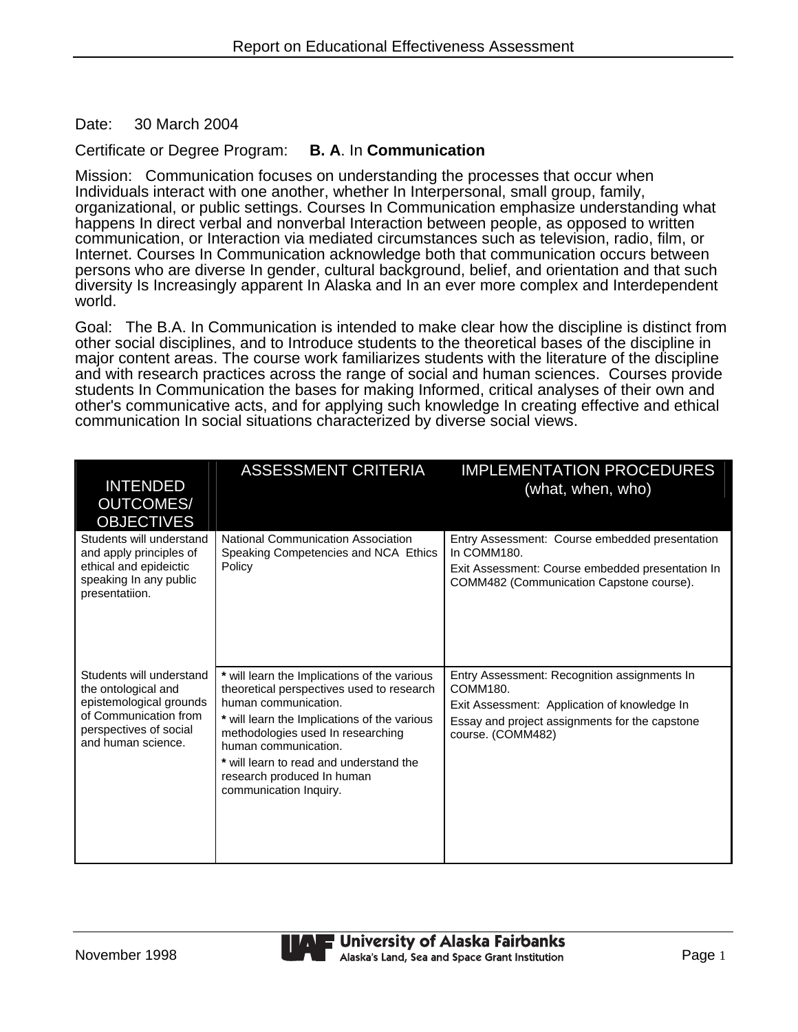Date: 30 March 2004

Certificate or Degree Program: **B. A**. In **Communication**

Mission: Communication focuses on understanding the processes that occur when Individuals interact with one another, whether In Interpersonal, small group, family, organizational, or public settings. Courses In Communication emphasize understanding what happens In direct verbal and nonverbal Interaction between people, as opposed to written communication, or Interaction via mediated circumstances such as television, radio, film, or Internet. Courses In Communication acknowledge both that communication occurs between persons who are diverse In gender, cultural background, belief, and orientation and that such diversity Is Increasingly apparent In Alaska and In an ever more complex and Interdependent world.

Goal: The B.A. In Communication is intended to make clear how the discipline is distinct from other social disciplines, and to Introduce students to the theoretical bases of the discipline in major content areas. The course work familiarizes students with the literature of the discipline and with research practices across the range of social and human sciences. Courses provide students In Communication the bases for making Informed, critical analyses of their own and other's communicative acts, and for applying such knowledge In creating effective and ethical communication In social situations characterized by diverse social views.

| INTENDED OUTCOMES/ OBJECTIVES | ASSESSMENT CRITERIA | IMPLEMENTATION PROCEDURES (what, when, who) |
|---|---|---|
| Students will understand and apply principles of ethical and epideictic speaking In any public presentatiion. | National Communication Association Speaking Competencies and NCA Ethics Policy | Entry Assessment: Course embedded presentation In COMM180.<br>Exit Assessment: Course embedded presentation In COMM482 (Communication Capstone course). |
| Students will understand the ontological and epistemological grounds of Communication from perspectives of social and human science. | * will learn the Implications of the various theoretical perspectives used to research human communication.<br>* will learn the Implications of the various methodologies used In researching human communication.<br>* will learn to read and understand the research produced In human communication Inquiry. | Entry Assessment: Recognition assignments In COMM180.<br>Exit Assessment: Application of knowledge In Essay and project assignments for the capstone course. (COMM482) |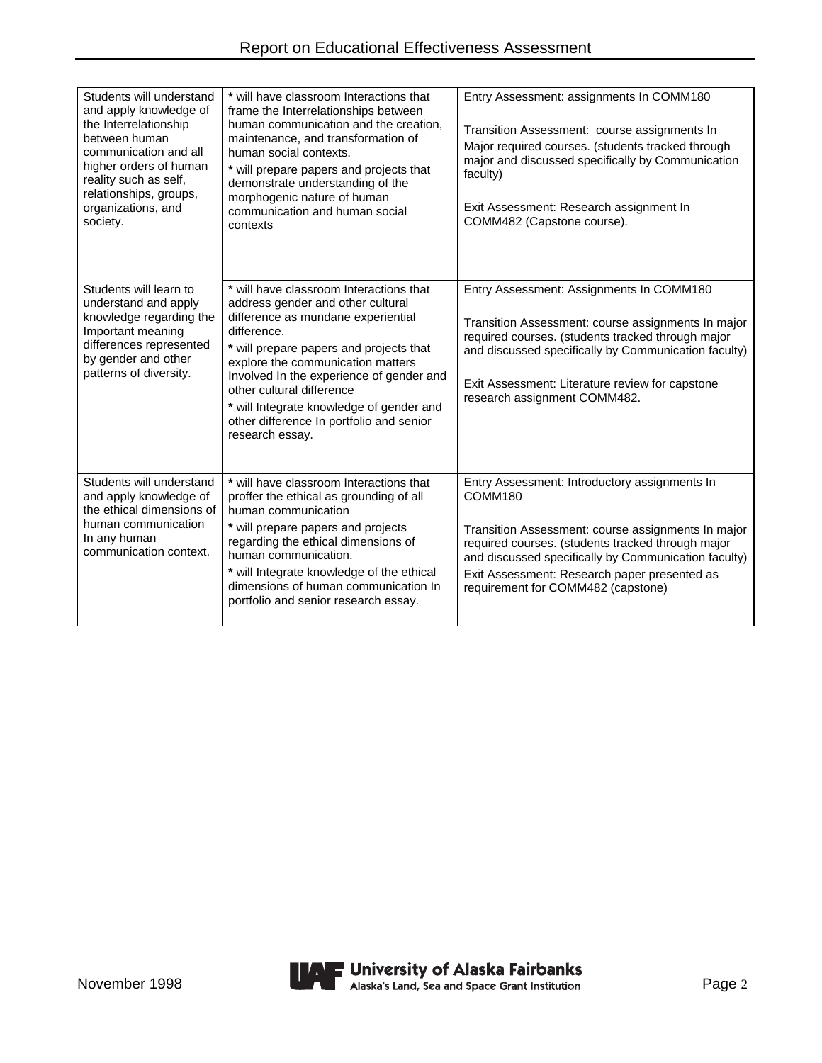| | | |
|---|---|---|
| Students will understand and apply knowledge of the Interrelationship between human communication and all higher orders of human reality such as self, relationships, groups, organizations, and society. | * will have classroom Interactions that frame the Interrelationships between human communication and the creation, maintenance, and transformation of human social contexts.<br>* will prepare papers and projects that demonstrate understanding of the morphogenic nature of human communication and human social contexts | Entry Assessment: assignments In COMM180<br><br>Transition Assessment: course assignments In Major required courses. (students tracked through major and discussed specifically by Communication faculty)<br><br>Exit Assessment: Research assignment In COMM482 (Capstone course). |
| Students will learn to understand and apply knowledge regarding the Important meaning differences represented by gender and other patterns of diversity. | * will have classroom Interactions that address gender and other cultural difference as mundane experiential difference.<br>* will prepare papers and projects that explore the communication matters Involved In the experience of gender and other cultural difference<br>* will Integrate knowledge of gender and other difference In portfolio and senior research essay. | Entry Assessment: Assignments In COMM180<br><br>Transition Assessment: course assignments In major required courses. (students tracked through major and discussed specifically by Communication faculty)<br><br>Exit Assessment: Literature review for capstone research assignment COMM482. |
| Students will understand and apply knowledge of the ethical dimensions of human communication In any human communication context. | * will have classroom Interactions that proffer the ethical as grounding of all human communication<br>* will prepare papers and projects regarding the ethical dimensions of human communication.<br>* will Integrate knowledge of the ethical dimensions of human communication In portfolio and senior research essay. | Entry Assessment: Introductory assignments In COMM180<br><br>Transition Assessment: course assignments In major required courses. (students tracked through major and discussed specifically by Communication faculty)<br>Exit Assessment: Research paper presented as requirement for COMM482 (capstone) |